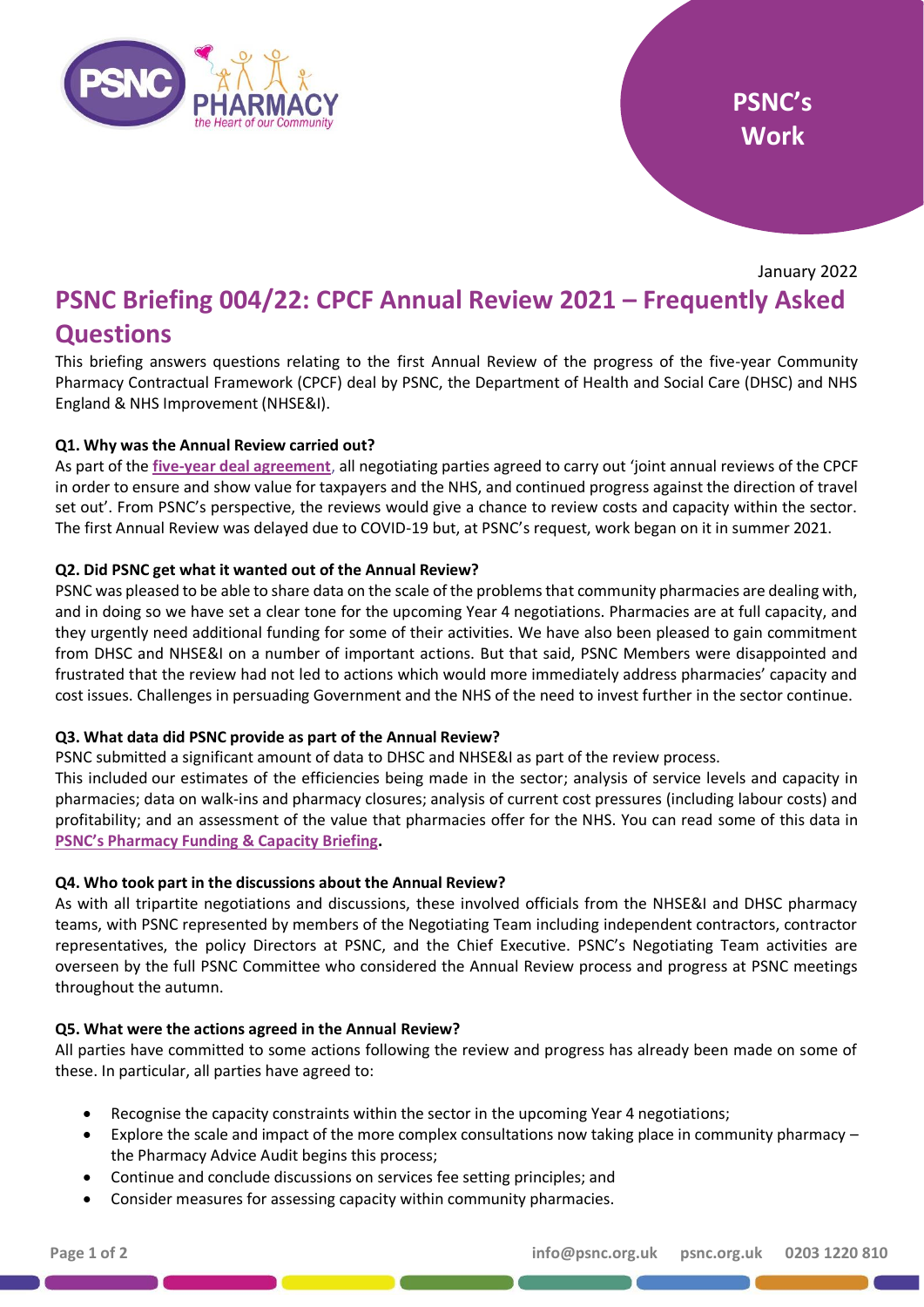PSNC's Work

January 2022

# PSNC Briefing 004/22: CPCF Annual Review 2021 – Frequently Asked Questions

This briefing answers questions relating to the first Annual Review of the progress of the five-year Community Pharmacy Contractual Framework (CPCF) deal by PSNC, the Department of Health and Social Care (DHSC) and NHS England & NHS Improvement (NHSE&I).

**Q1. Why was the Annual Review carried out?**

As part of the **five-year deal agreement**, all negotiating parties agreed to carry out 'joint annual reviews of the CPCF in order to ensure and show value for taxpayers and the NHS, and continued progress against the direction of travel set out'. From PSNC's perspective, the reviews would give a chance to review costs and capacity within the sector. The first Annual Review was delayed due to COVID-19 but, at PSNC's request, work began on it in summer 2021.

**Q2. Did PSNC get what it wanted out of the Annual Review?**

PSNC was pleased to be able to share data on the scale of the problems that community pharmacies are dealing with, and in doing so we have set a clear tone for the upcoming Year 4 negotiations. Pharmacies are at full capacity, and they urgently need additional funding for some of their activities. We have also been pleased to gain commitment from DHSC and NHSE&I on a number of important actions. But that said, PSNC Members were disappointed and frustrated that the review had not led to actions which would more immediately address pharmacies' capacity and cost issues. Challenges in persuading Government and the NHS of the need to invest further in the sector continue.

**Q3. What data did PSNC provide as part of the Annual Review?**

PSNC submitted a significant amount of data to DHSC and NHSE&I as part of the review process.

This included our estimates of the efficiencies being made in the sector; analysis of service levels and capacity in pharmacies; data on walk-ins and pharmacy closures; analysis of current cost pressures (including labour costs) and profitability; and an assessment of the value that pharmacies offer for the NHS. You can read some of this data in **PSNC's Pharmacy Funding & Capacity Briefing.**

**Q4. Who took part in the discussions about the Annual Review?**

As with all tripartite negotiations and discussions, these involved officials from the NHSE&I and DHSC pharmacy teams, with PSNC represented by members of the Negotiating Team including independent contractors, contractor representatives, the policy Directors at PSNC, and the Chief Executive. PSNC's Negotiating Team activities are overseen by the full PSNC Committee who considered the Annual Review process and progress at PSNC meetings throughout the autumn.

**Q5. What were the actions agreed in the Annual Review?**

All parties have committed to some actions following the review and progress has already been made on some of these. In particular, all parties have agreed to:

- Recognise the capacity constraints within the sector in the upcoming Year 4 negotiations;
- Explore the scale and impact of the more complex consultations now taking place in community pharmacy – the Pharmacy Advice Audit begins this process;
- Continue and conclude discussions on services fee setting principles; and
- Consider measures for assessing capacity within community pharmacies.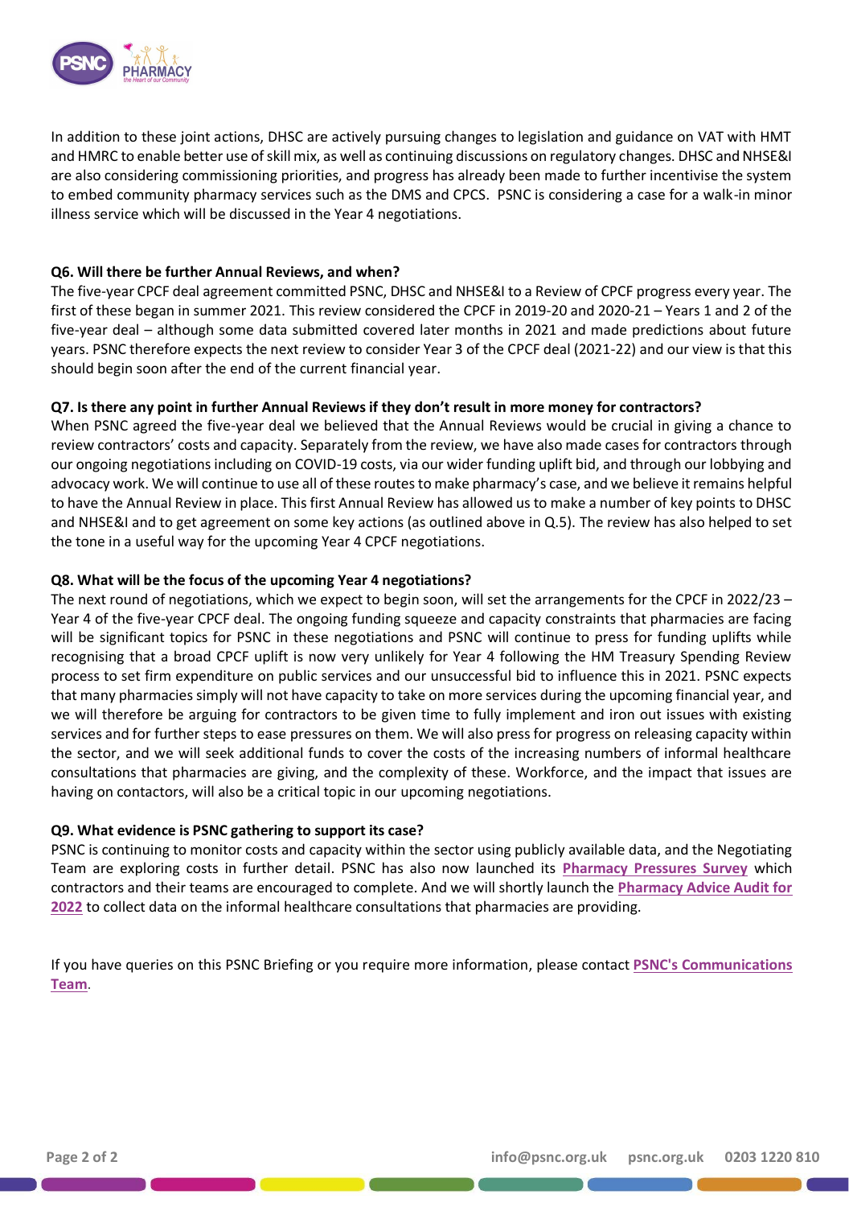In addition to these joint actions, DHSC are actively pursuing changes to legislation and guidance on VAT with HMT and HMRC to enable better use of skill mix, as well as continuing discussions on regulatory changes. DHSC and NHSE&I are also considering commissioning priorities, and progress has already been made to further incentivise the system to embed community pharmacy services such as the DMS and CPCS. PSNC is considering a case for a walk-in minor illness service which will be discussed in the Year 4 negotiations.

**Q6. Will there be further Annual Reviews, and when?**

The five-year CPCF deal agreement committed PSNC, DHSC and NHSE&I to a Review of CPCF progress every year. The first of these began in summer 2021. This review considered the CPCF in 2019-20 and 2020-21 – Years 1 and 2 of the five-year deal – although some data submitted covered later months in 2021 and made predictions about future years. PSNC therefore expects the next review to consider Year 3 of the CPCF deal (2021-22) and our view is that this should begin soon after the end of the current financial year.

**Q7. Is there any point in further Annual Reviews if they don't result in more money for contractors?**

When PSNC agreed the five-year deal we believed that the Annual Reviews would be crucial in giving a chance to review contractors' costs and capacity. Separately from the review, we have also made cases for contractors through our ongoing negotiations including on COVID-19 costs, via our wider funding uplift bid, and through our lobbying and advocacy work. We will continue to use all of these routes to make pharmacy's case, and we believe it remains helpful to have the Annual Review in place. This first Annual Review has allowed us to make a number of key points to DHSC and NHSE&I and to get agreement on some key actions (as outlined above in Q.5). The review has also helped to set the tone in a useful way for the upcoming Year 4 CPCF negotiations.

**Q8. What will be the focus of the upcoming Year 4 negotiations?**

The next round of negotiations, which we expect to begin soon, will set the arrangements for the CPCF in 2022/23 – Year 4 of the five-year CPCF deal. The ongoing funding squeeze and capacity constraints that pharmacies are facing will be significant topics for PSNC in these negotiations and PSNC will continue to press for funding uplifts while recognising that a broad CPCF uplift is now very unlikely for Year 4 following the HM Treasury Spending Review process to set firm expenditure on public services and our unsuccessful bid to influence this in 2021. PSNC expects that many pharmacies simply will not have capacity to take on more services during the upcoming financial year, and we will therefore be arguing for contractors to be given time to fully implement and iron out issues with existing services and for further steps to ease pressures on them. We will also press for progress on releasing capacity within the sector, and we will seek additional funds to cover the costs of the increasing numbers of informal healthcare consultations that pharmacies are giving, and the complexity of these. Workforce, and the impact that issues are having on contactors, will also be a critical topic in our upcoming negotiations.

**Q9. What evidence is PSNC gathering to support its case?**

PSNC is continuing to monitor costs and capacity within the sector using publicly available data, and the Negotiating Team are exploring costs in further detail. PSNC has also now launched its **Pharmacy Pressures Survey** which contractors and their teams are encouraged to complete. And we will shortly launch the **Pharmacy Advice Audit for 2022** to collect data on the informal healthcare consultations that pharmacies are providing.

If you have queries on this PSNC Briefing or you require more information, please contact **PSNC's Communications Team**.